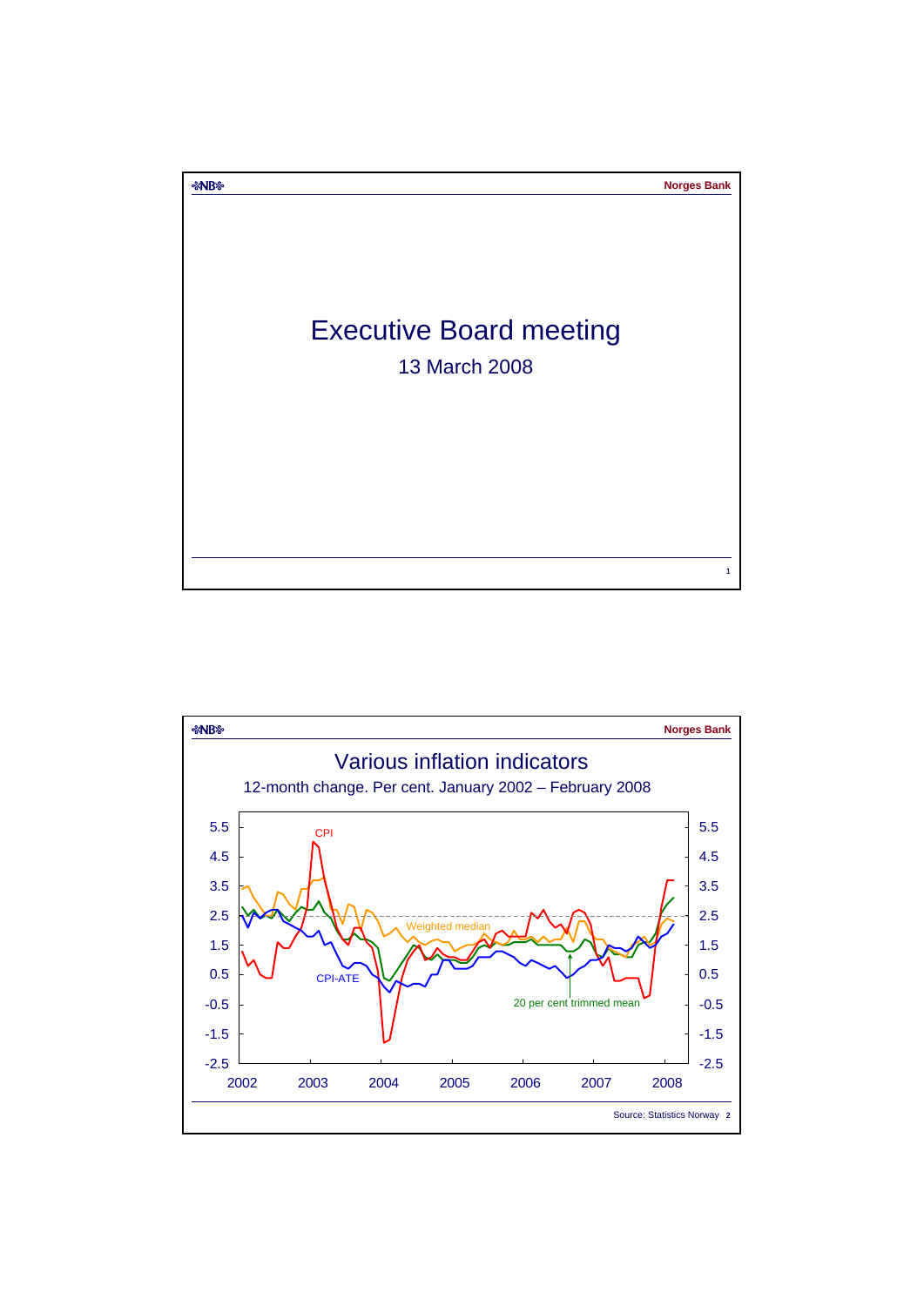# Executive Board meeting

13 March 2008

## Various inflation indicators

12-month change. Per cent. January 2002 – February 2008

CPI

Weighted median

CPI-ATE

20 per cent trimmed mean

Source: Statistics Norway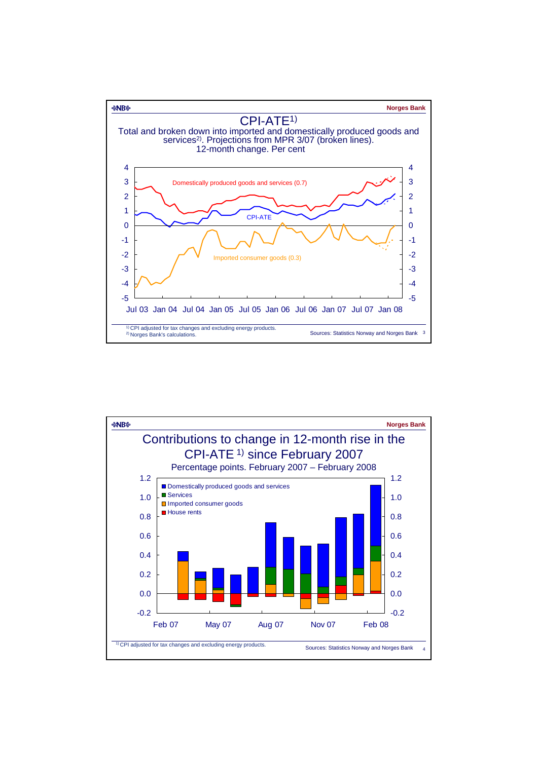## CPI-ATE[1)]

Total and broken down into imported and domestically produced goods and services[2)]. Projections from MPR 3/07 (broken lines). 12-month change. Per cent

Domestically produced goods and services (0.7)

CPI-ATE

Imported consumer goods (0.3)

Jul 03 Jan 04 Jul 04 Jan 05 Jul 05 Jan 06 Jul 06 Jan 07 Jul 07 Jan 08

[1)] CPI adjusted for tax changes and excluding energy products.
[2)] Norges Bank's calculations.

Sources: Statistics Norway and Norges Bank

## Contributions to change in 12-month rise in the CPI-ATE [1)] since February 2007

Percentage points. February 2007 – February 2008

- Domestically produced goods and services
- Services
- Imported consumer goods
- House rents

Feb 07 May 07 Aug 07 Nov 07 Feb 08

[1)] CPI adjusted for tax changes and excluding energy products.

Sources: Statistics Norway and Norges Bank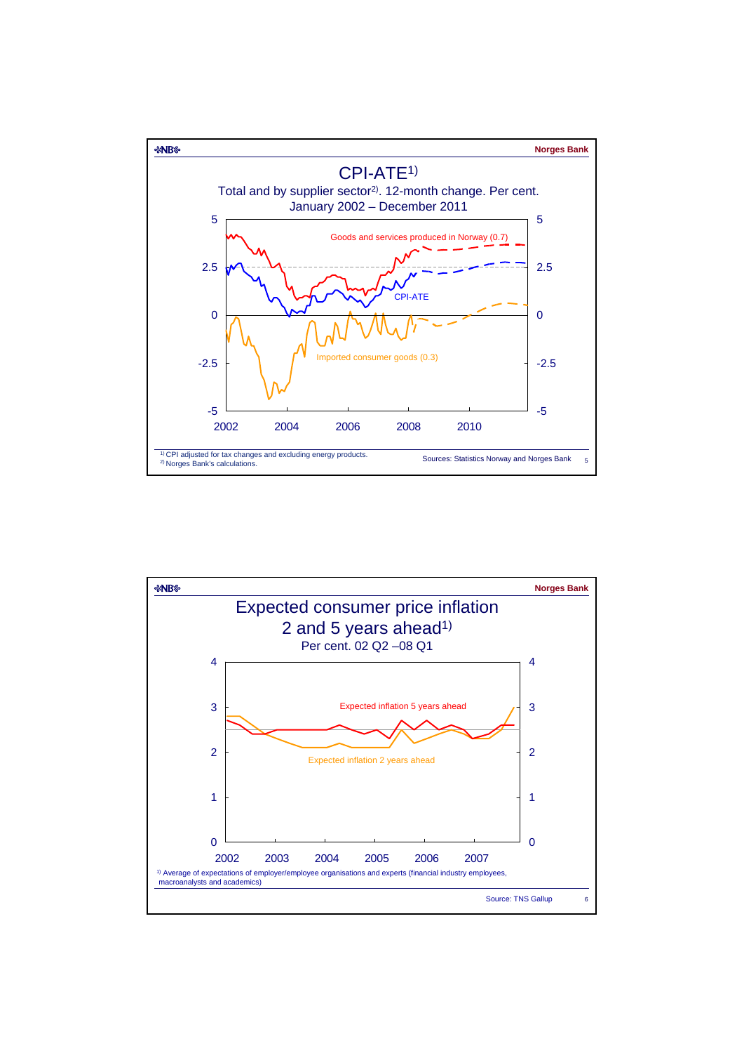## CPI-ATE[1)]

Total and by supplier sector[2)]. 12-month change. Per cent.
January 2002 – December 2011

Goods and services produced in Norway (0.7)

CPI-ATE

Imported consumer goods (0.3)

[1)] CPI adjusted for tax changes and excluding energy products.
[2)] Norges Bank's calculations.

Sources: Statistics Norway and Norges Bank

## Expected consumer price inflation 2 and 5 years ahead[1)]

Per cent. 02 Q2 –08 Q1

Expected inflation 5 years ahead

Expected inflation 2 years ahead

[1)] Average of expectations of employer/employee organisations and experts (financial industry employees, macroanalysts and academics)

Source: TNS Gallup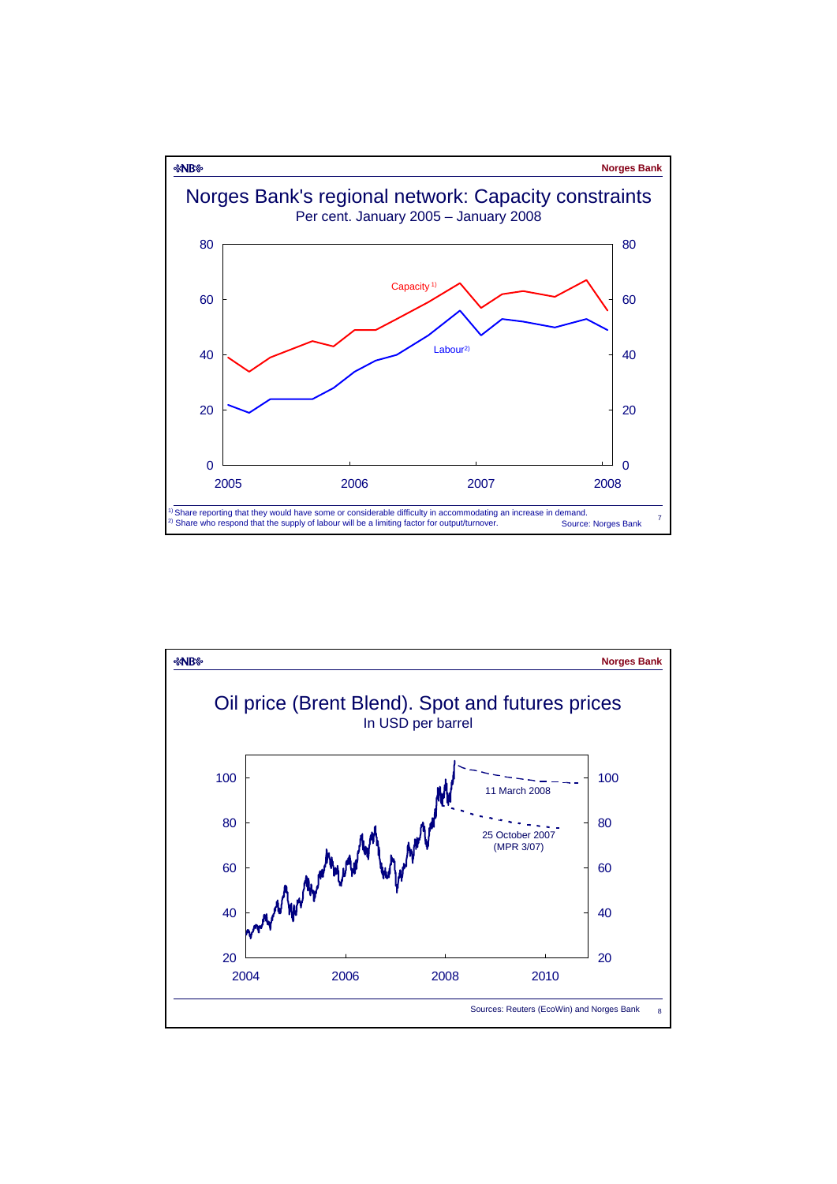## Norges Bank's regional network: Capacity constraints

Per cent. January 2005 – January 2008

Capacity[1)]

Labour[2)]

[1)] Share reporting that they would have some or considerable difficulty in accommodating an increase in demand.
[2)] Share who respond that the supply of labour will be a limiting factor for output/turnover.

Source: Norges Bank

## Oil price (Brent Blend). Spot and futures prices

In USD per barrel

11 March 2008

25 October 2007 (MPR 3/07)

Sources: Reuters (EcoWin) and Norges Bank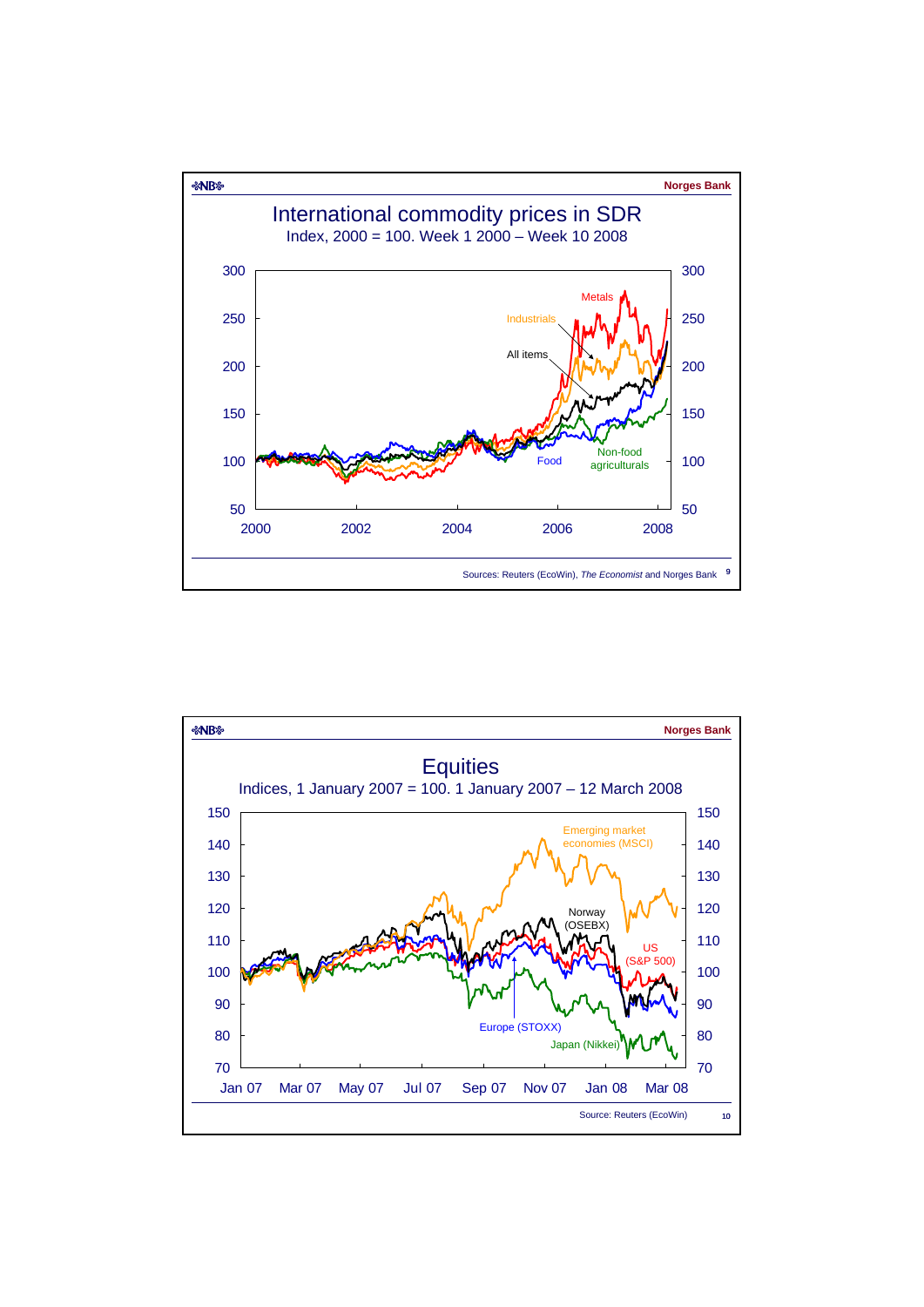## International commodity prices in SDR

Index, 2000 = 100. Week 1 2000 – Week 10 2008

Metals, Industrials, All items, Food, Non-food agriculturals

Sources: Reuters (EcoWin), *The Economist* and Norges Bank

## Equities

Indices, 1 January 2007 = 100. 1 January 2007 – 12 March 2008

Emerging market economies (MSCI), Norway (OSEBX), US (S&P 500), Europe (STOXX), Japan (Nikkei)

Source: Reuters (EcoWin)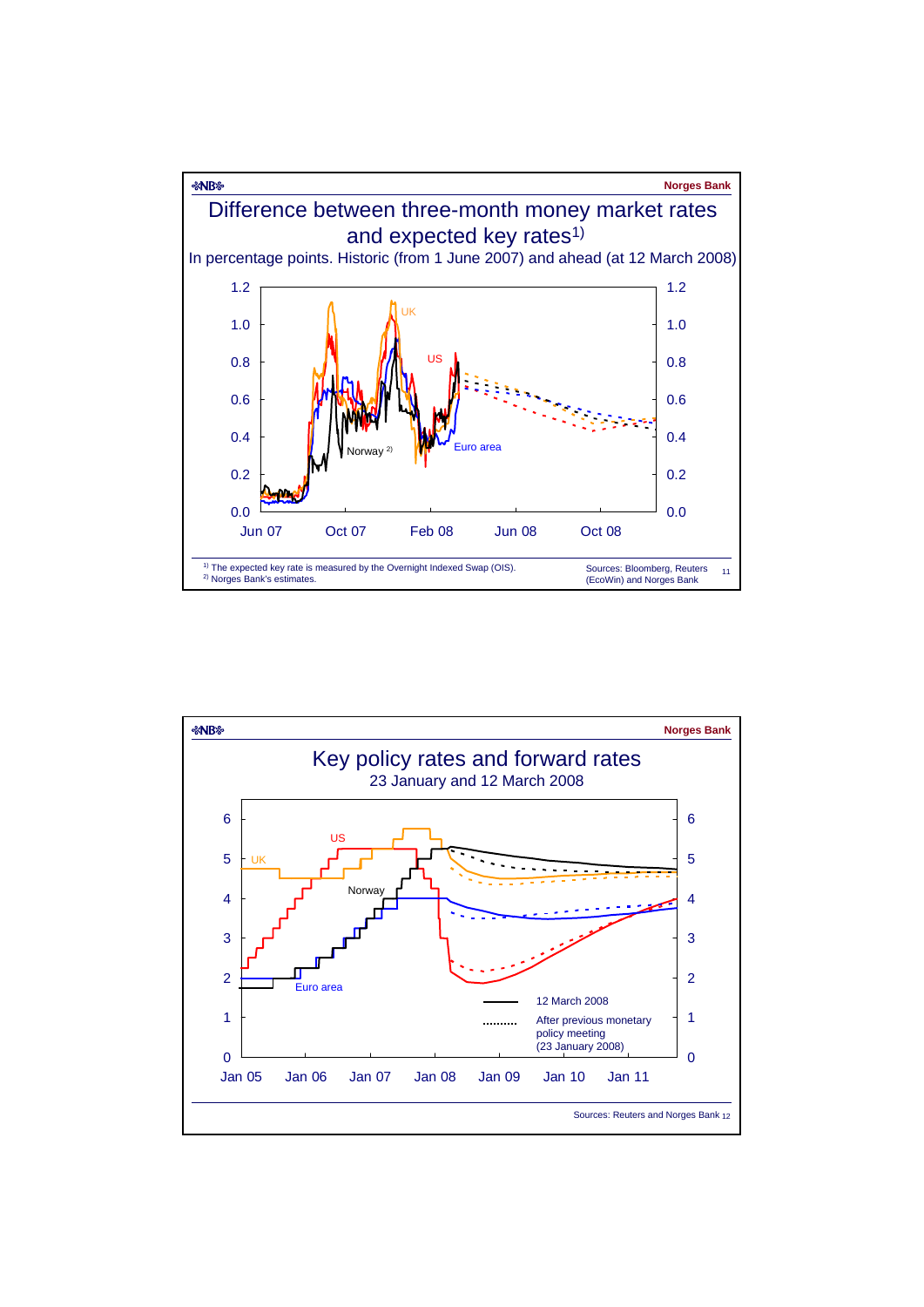## Difference between three-month money market rates and expected key rates[1)]

In percentage points. Historic (from 1 June 2007) and ahead (at 12 March 2008)

[1)] The expected key rate is measured by the Overnight Indexed Swap (OIS).
[2)] Norges Bank's estimates.

Sources: Bloomberg, Reuters (EcoWin) and Norges Bank

## Key policy rates and forward rates

23 January and 12 March 2008

Sources: Reuters and Norges Bank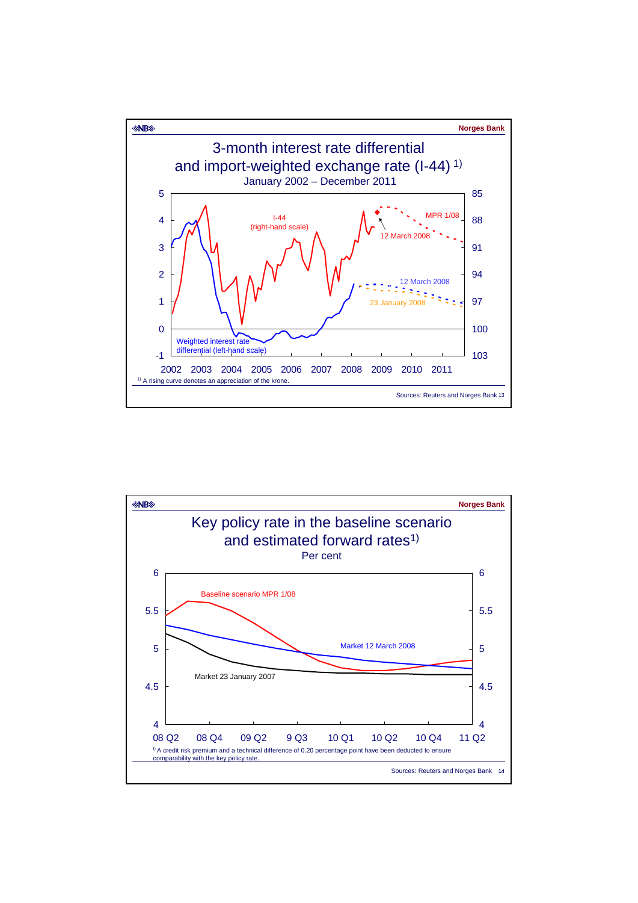Norges Bank

# 3-month interest rate differential and import-weighted exchange rate (I-44) 1)

January 2002 – December 2011

I-44 (right-hand scale)

MPR 1/08

12 March 2008

12 March 2008

23 January 2008

Weighted interest rate differential (left-hand scale)

1) A rising curve denotes an appreciation of the krone.

Sources: Reuters and Norges Bank

Norges Bank

# Key policy rate in the baseline scenario and estimated forward rates1)

Per cent

Baseline scenario MPR 1/08

Market 12 March 2008

Market 23 January 2007

1) A credit risk premium and a technical difference of 0.20 percentage point have been deducted to ensure comparability with the key policy rate.

Sources: Reuters and Norges Bank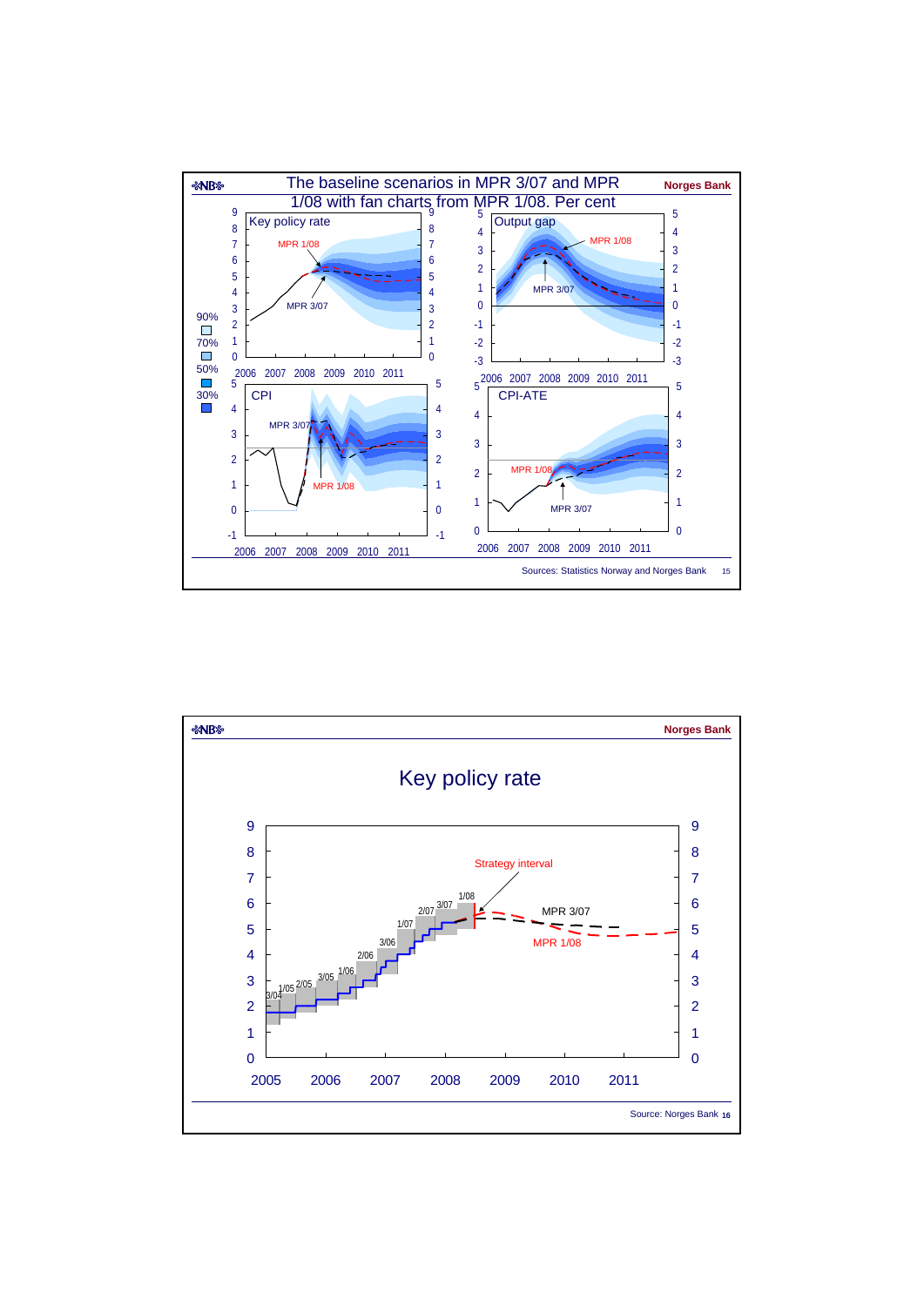## The baseline scenarios in MPR 3/07 and MPR 1/08 with fan charts from MPR 1/08. Per cent

Key policy rate
MPR 1/08
MPR 3/07

Output gap
MPR 1/08
MPR 3/07

CPI
MPR 3/07
MPR 1/08

CPI-ATE
MPR 1/08
MPR 3/07

90%
70%
50%
30%

Sources: Statistics Norway and Norges Bank

## Key policy rate

Strategy interval
MPR 3/07
MPR 1/08
3/04 1/05 2/05 3/05 1/06 2/06 3/06 1/07 2/07 3/07 1/08

Source: Norges Bank